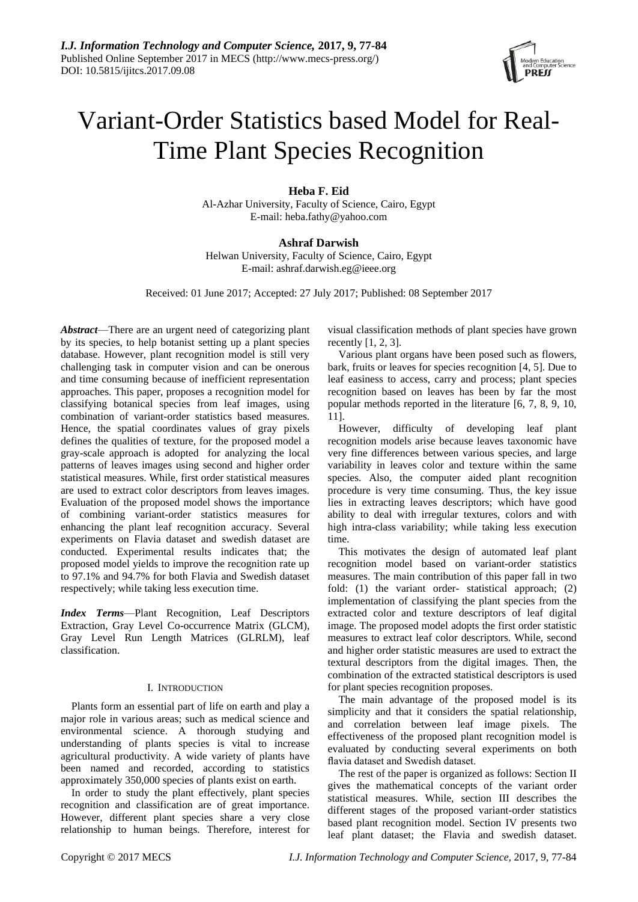# Variant-Order Statistics based Model for Real-Time Plant Species Recognition

**Heba F. Eid**
Al-Azhar University, Faculty of Science, Cairo, Egypt
E-mail: heba.fathy@yahoo.com

**Ashraf Darwish**
Helwan University, Faculty of Science, Cairo, Egypt
E-mail: ashraf.darwish.eg@ieee.org

Received: 01 June 2017; Accepted: 27 July 2017; Published: 08 September 2017

***Abstract***—There are an urgent need of categorizing plant by its species, to help botanist setting up a plant species database. However, plant recognition model is still very challenging task in computer vision and can be onerous and time consuming because of inefficient representation approaches. This paper, proposes a recognition model for classifying botanical species from leaf images, using combination of variant-order statistics based measures. Hence, the spatial coordinates values of gray pixels defines the qualities of texture, for the proposed model a gray-scale approach is adopted for analyzing the local patterns of leaves images using second and higher order statistical measures. While, first order statistical measures are used to extract color descriptors from leaves images. Evaluation of the proposed model shows the importance of combining variant-order statistics measures for enhancing the plant leaf recognition accuracy. Several experiments on Flavia dataset and swedish dataset are conducted. Experimental results indicates that; the proposed model yields to improve the recognition rate up to 97.1% and 94.7% for both Flavia and Swedish dataset respectively; while taking less execution time.

***Index Terms***—Plant Recognition, Leaf Descriptors Extraction, Gray Level Co-occurrence Matrix (GLCM), Gray Level Run Length Matrices (GLRLM), leaf classification.

## I. Introduction

Plants form an essential part of life on earth and play a major role in various areas; such as medical science and environmental science. A thorough studying and understanding of plants species is vital to increase agricultural productivity. A wide variety of plants have been named and recorded, according to statistics approximately 350,000 species of plants exist on earth.

In order to study the plant effectively, plant species recognition and classification are of great importance. However, different plant species share a very close relationship to human beings. Therefore, interest for visual classification methods of plant species have grown recently [1, 2, 3].

Various plant organs have been posed such as flowers, bark, fruits or leaves for species recognition [4, 5]. Due to leaf easiness to access, carry and process; plant species recognition based on leaves has been by far the most popular methods reported in the literature [6, 7, 8, 9, 10, 11].

However, difficulty of developing leaf plant recognition models arise because leaves taxonomic have very fine differences between various species, and large variability in leaves color and texture within the same species. Also, the computer aided plant recognition procedure is very time consuming. Thus, the key issue lies in extracting leaves descriptors; which have good ability to deal with irregular textures, colors and with high intra-class variability; while taking less execution time.

This motivates the design of automated leaf plant recognition model based on variant-order statistics measures. The main contribution of this paper fall in two fold: (1) the variant order- statistical approach; (2) implementation of classifying the plant species from the extracted color and texture descriptors of leaf digital image. The proposed model adopts the first order statistic measures to extract leaf color descriptors. While, second and higher order statistic measures are used to extract the textural descriptors from the digital images. Then, the combination of the extracted statistical descriptors is used for plant species recognition proposes.

The main advantage of the proposed model is its simplicity and that it considers the spatial relationship, and correlation between leaf image pixels. The effectiveness of the proposed plant recognition model is evaluated by conducting several experiments on both flavia dataset and Swedish dataset.

The rest of the paper is organized as follows: Section II gives the mathematical concepts of the variant order statistical measures. While, section III describes the different stages of the proposed variant-order statistics based plant recognition model. Section IV presents two leaf plant dataset; the Flavia and swedish dataset.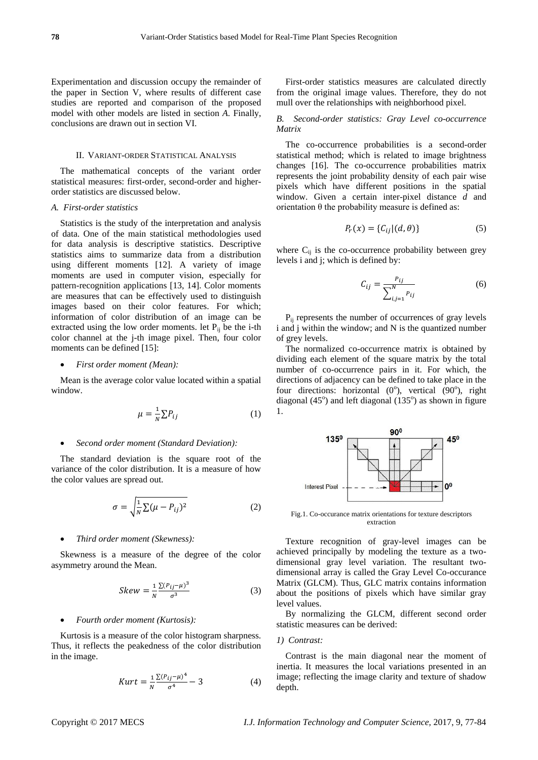Experimentation and discussion occupy the remainder of the paper in Section V, where results of different case studies are reported and comparison of the proposed model with other models are listed in section *A*. Finally, conclusions are drawn out in section VI.

## II. Variant-order Statistical Analysis

The mathematical concepts of the variant order statistical measures: first-order, second-order and higher-order statistics are discussed below.

### *A. First-order statistics*

Statistics is the study of the interpretation and analysis of data. One of the main statistical methodologies used for data analysis is descriptive statistics. Descriptive statistics aims to summarize data from a distribution using different moments [12]. A variety of image moments are used in computer vision, especially for pattern-recognition applications [13, 14]. Color moments are measures that can be effectively used to distinguish images based on their color features. For which; information of color distribution of an image can be extracted using the low order moments. let $P_{ij}$ be the i-th color channel at the j-th image pixel. Then, four color moments can be defined [15]:

- *First order moment (Mean):*

Mean is the average color value located within a spatial window.

$$\mu = \frac{1}{N}\sum P_{ij} \tag{1}$$

- *Second order moment (Standard Deviation):*

The standard deviation is the square root of the variance of the color distribution. It is a measure of how the color values are spread out.

$$\sigma = \sqrt{\frac{1}{N}\sum(\mu - P_{ij})^2} \tag{2}$$

- *Third order moment (Skewness):*

Skewness is a measure of the degree of the color asymmetry around the Mean.

$$Skew = \frac{1}{N}\frac{\sum(P_{ij}-\mu)^3}{\sigma^3} \tag{3}$$

- *Fourth order moment (Kurtosis):*

Kurtosis is a measure of the color histogram sharpness. Thus, it reflects the peakedness of the color distribution in the image.

$$Kurt = \frac{1}{N}\frac{\sum(P_{ij}-\mu)^4}{\sigma^4} - 3 \tag{4}$$

First-order statistics measures are calculated directly from the original image values. Therefore, they do not mull over the relationships with neighborhood pixel.

### *B. Second-order statistics: Gray Level co-occurrence Matrix*

The co-occurrence probabilities is a second-order statistical method; which is related to image brightness changes [16]. The co-occurrence probabilities matrix represents the joint probability density of each pair wise pixels which have different positions in the spatial window. Given a certain inter-pixel distance *d* and orientation θ the probability measure is defined as:

$$P_r(x) = \{C_{ij}|(d,\theta)\} \tag{5}$$

where $C_{ij}$ is the co-occurrence probability between grey levels i and j; which is defined by:

$$C_{ij} = \frac{P_{ij}}{\sum_{i,j=1}^{N} P_{ij}} \tag{6}$$

$P_{ij}$ represents the number of occurrences of gray levels i and j within the window; and N is the quantized number of grey levels.

The normalized co-occurrence matrix is obtained by dividing each element of the square matrix by the total number of co-occurrence pairs in it. For which, the directions of adjacency can be defined to take place in the four directions: horizontal ($0^o$), vertical ($90^o$), right diagonal ($45^o$) and left diagonal ($135^o$) as shown in figure 1.

Fig.1. Co-occurance matrix orientations for texture descriptors extraction

Texture recognition of gray-level images can be achieved principally by modeling the texture as a two-dimensional gray level variation. The resultant two-dimensional array is called the Gray Level Co-occurance Matrix (GLCM). Thus, GLC matrix contains information about the positions of pixels which have similar gray level values.

By normalizing the GLCM, different second order statistic measures can be derived:

*1) Contrast:*

Contrast is the main diagonal near the moment of inertia. It measures the local variations presented in an image; reflecting the image clarity and texture of shadow depth.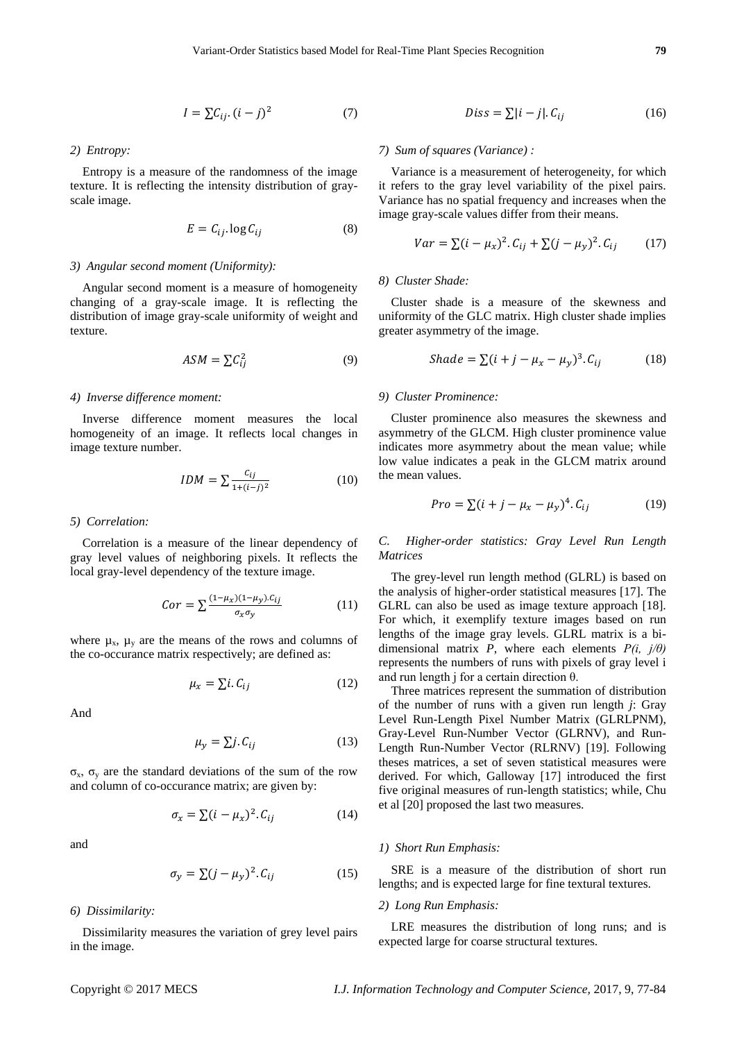$$I = \sum C_{ij}.(i-j)^2 \tag{7}$$

*2) Entropy:*

Entropy is a measure of the randomness of the image texture. It is reflecting the intensity distribution of gray-scale image.

$$E = C_{ij}.\log C_{ij} \tag{8}$$

*3) Angular second moment (Uniformity):*

Angular second moment is a measure of homogeneity changing of a gray-scale image. It is reflecting the distribution of image gray-scale uniformity of weight and texture.

$$ASM = \sum C_{ij}^2 \tag{9}$$

*4) Inverse difference moment:*

Inverse difference moment measures the local homogeneity of an image. It reflects local changes in image texture number.

$$IDM = \sum \frac{C_{ij}}{1+(i-j)^2} \tag{10}$$

*5) Correlation:*

Correlation is a measure of the linear dependency of gray level values of neighboring pixels. It reflects the local gray-level dependency of the texture image.

$$Cor = \sum \frac{(1-\mu_x)(1-\mu_y).C_{ij}}{\sigma_x \sigma_y} \tag{11}$$

where $\mu_x$, $\mu_y$ are the means of the rows and columns of the co-occurance matrix respectively; are defined as:

$$\mu_x = \sum i.C_{ij} \tag{12}$$

And

$$\mu_y = \sum j.C_{ij} \tag{13}$$

$\sigma_x$, $\sigma_y$ are the standard deviations of the sum of the row and column of co-occurance matrix; are given by:

$$\sigma_x = \sum (i-\mu_x)^2.C_{ij} \tag{14}$$

and

$$\sigma_y = \sum (j-\mu_y)^2.C_{ij} \tag{15}$$

*6) Dissimilarity:*

Dissimilarity measures the variation of grey level pairs in the image.

$$Diss = \sum |i-j|.C_{ij} \tag{16}$$

*7) Sum of squares (Variance) :*

Variance is a measurement of heterogeneity, for which it refers to the gray level variability of the pixel pairs. Variance has no spatial frequency and increases when the image gray-scale values differ from their means.

$$Var = \sum (i-\mu_x)^2.C_{ij} + \sum (j-\mu_y)^2.C_{ij} \tag{17}$$

*8) Cluster Shade:*

Cluster shade is a measure of the skewness and uniformity of the GLC matrix. High cluster shade implies greater asymmetry of the image.

$$Shade = \sum (i+j-\mu_x-\mu_y)^3.C_{ij} \tag{18}$$

*9) Cluster Prominence:*

Cluster prominence also measures the skewness and asymmetry of the GLCM. High cluster prominence value indicates more asymmetry about the mean value; while low value indicates a peak in the GLCM matrix around the mean values.

$$Pro = \sum (i+j-\mu_x-\mu_y)^4.C_{ij} \tag{19}$$

### *C. Higher-order statistics: Gray Level Run Length Matrices*

The grey-level run length method (GLRL) is based on the analysis of higher-order statistical measures [17]. The GLRL can also be used as image texture approach [18]. For which, it exemplify texture images based on run lengths of the image gray levels. GLRL matrix is a bi-dimensional matrix *P*, where each elements $P(i, j/\theta)$ represents the numbers of runs with pixels of gray level i and run length j for a certain direction θ.

Three matrices represent the summation of distribution of the number of runs with a given run length *j*: Gray Level Run-Length Pixel Number Matrix (GLRLPNM), Gray-Level Run-Number Vector (GLRNV), and Run-Length Run-Number Vector (RLRNV) [19]. Following theses matrices, a set of seven statistical measures were derived. For which, Galloway [17] introduced the first five original measures of run-length statistics; while, Chu et al [20] proposed the last two measures.

*1) Short Run Emphasis:*

SRE is a measure of the distribution of short run lengths; and is expected large for fine textural textures.

*2) Long Run Emphasis:*

LRE measures the distribution of long runs; and is expected large for coarse structural textures.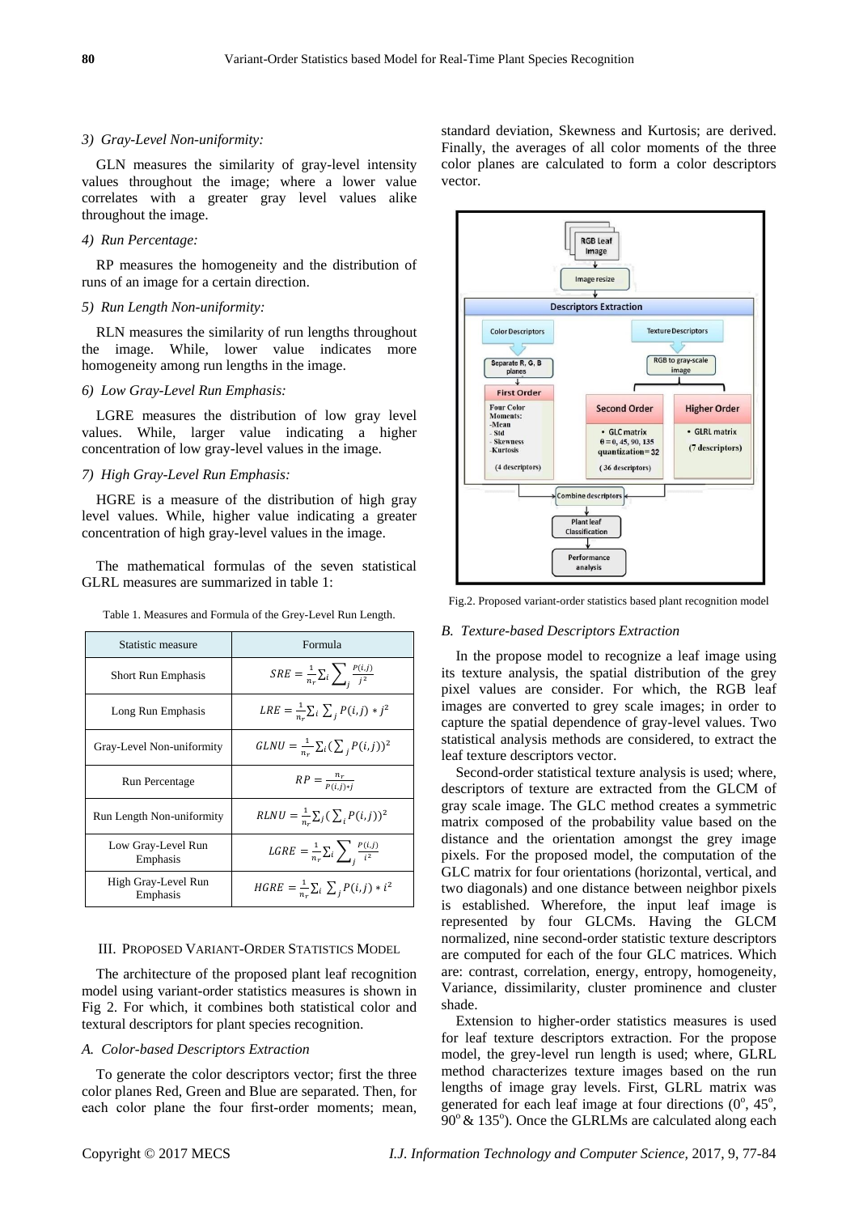*3) Gray-Level Non-uniformity:*

GLN measures the similarity of gray-level intensity values throughout the image; where a lower value correlates with a greater gray level values alike throughout the image.

*4) Run Percentage:*

RP measures the homogeneity and the distribution of runs of an image for a certain direction.

*5) Run Length Non-uniformity:*

RLN measures the similarity of run lengths throughout the image. While, lower value indicates more homogeneity among run lengths in the image.

*6) Low Gray-Level Run Emphasis:*

LGRE measures the distribution of low gray level values. While, larger value indicating a higher concentration of low gray-level values in the image.

*7) High Gray-Level Run Emphasis:*

HGRE is a measure of the distribution of high gray level values. While, higher value indicating a greater concentration of high gray-level values in the image.

The mathematical formulas of the seven statistical GLRL measures are summarized in table 1:

Table 1. Measures and Formula of the Grey-Level Run Length.

| Statistic measure | Formula |
|---|---|
| Short Run Emphasis | $SRE = \frac{1}{n_r} \sum_i \sum_j \frac{P(i,j)}{j^2}$ |
| Long Run Emphasis | $LRE = \frac{1}{n_r} \sum_i \sum_j P(i,j) * j^2$ |
| Gray-Level Non-uniformity | $GLNU = \frac{1}{n_r} \sum_i (\sum_j P(i,j))^2$ |
| Run Percentage | $RP = \frac{n_r}{P(i,j)*j}$ |
| Run Length Non-uniformity | $RLNU = \frac{1}{n_r} \sum_j (\sum_i P(i,j))^2$ |
| Low Gray-Level Run Emphasis | $LGRE = \frac{1}{n_r} \sum_i \sum_j \frac{P(i,j)}{i^2}$ |
| High Gray-Level Run Emphasis | $HGRE = \frac{1}{n_r} \sum_i \sum_j P(i,j) * i^2$ |

## III. Proposed Variant-Order Statistics Model

The architecture of the proposed plant leaf recognition model using variant-order statistics measures is shown in Fig 2. For which, it combines both statistical color and textural descriptors for plant species recognition.

### *A. Color-based Descriptors Extraction*

To generate the color descriptors vector; first the three color planes Red, Green and Blue are separated. Then, for each color plane the four first-order moments; mean, standard deviation, Skewness and Kurtosis; are derived. Finally, the averages of all color moments of the three color planes are calculated to form a color descriptors vector.

Fig.2. Proposed variant-order statistics based plant recognition model

### *B. Texture-based Descriptors Extraction*

In the propose model to recognize a leaf image using its texture analysis, the spatial distribution of the grey pixel values are consider. For which, the RGB leaf images are converted to grey scale images; in order to capture the spatial dependence of gray-level values. Two statistical analysis methods are considered, to extract the leaf texture descriptors vector.

Second-order statistical texture analysis is used; where, descriptors of texture are extracted from the GLCM of gray scale image. The GLC method creates a symmetric matrix composed of the probability value based on the distance and the orientation amongst the grey image pixels. For the proposed model, the computation of the GLC matrix for four orientations (horizontal, vertical, and two diagonals) and one distance between neighbor pixels is established. Wherefore, the input leaf image is represented by four GLCMs. Having the GLCM normalized, nine second-order statistic texture descriptors are computed for each of the four GLC matrices. Which are: contrast, correlation, energy, entropy, homogeneity, Variance, dissimilarity, cluster prominence and cluster shade.

Extension to higher-order statistics measures is used for leaf texture descriptors extraction. For the propose model, the grey-level run length is used; where, GLRL method characterizes texture images based on the run lengths of image gray levels. First, GLRL matrix was generated for each leaf image at four directions ($0^o$, $45^o$, $90^o$ & $135^o$). Once the GLRLMs are calculated along each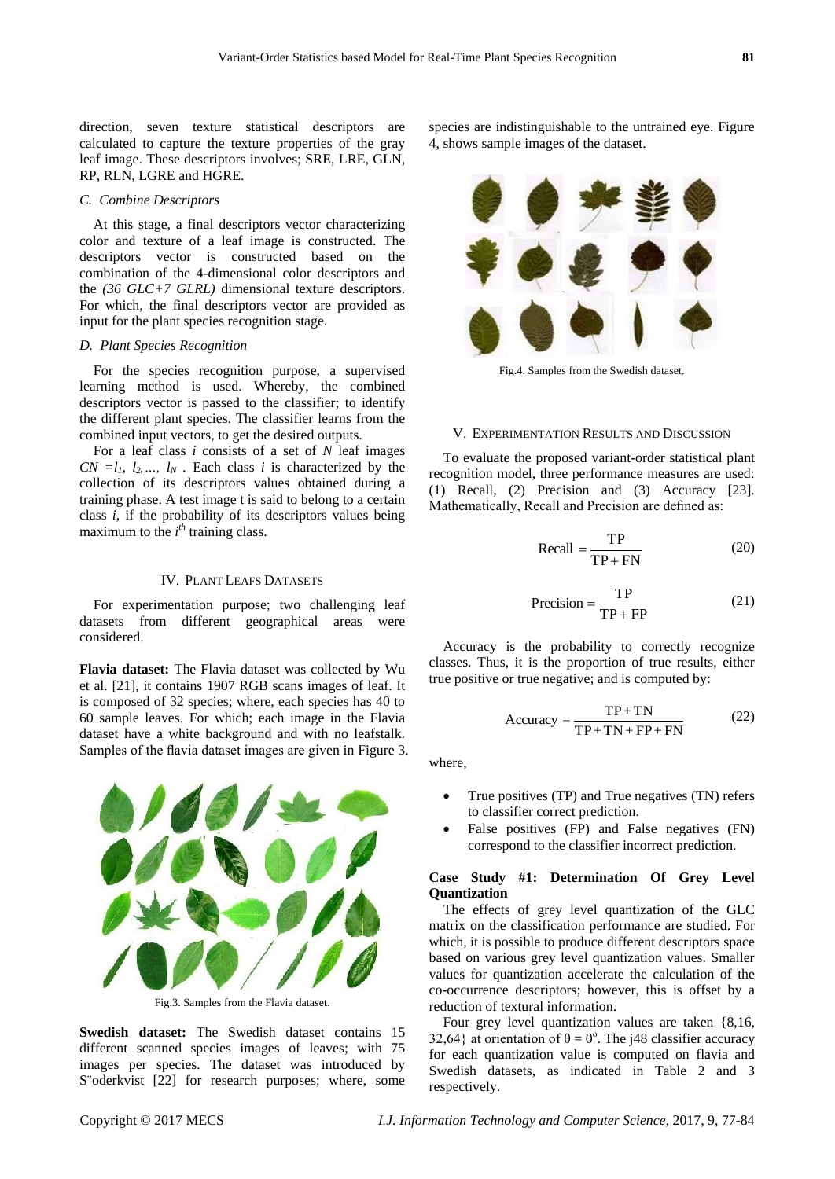direction, seven texture statistical descriptors are calculated to capture the texture properties of the gray leaf image. These descriptors involves; SRE, LRE, GLN, RP, RLN, LGRE and HGRE.

### C. Combine Descriptors

At this stage, a final descriptors vector characterizing color and texture of a leaf image is constructed. The descriptors vector is constructed based on the combination of the 4-dimensional color descriptors and the *(36 GLC+7 GLRL)* dimensional texture descriptors. For which, the final descriptors vector are provided as input for the plant species recognition stage.

### D. Plant Species Recognition

For the species recognition purpose, a supervised learning method is used. Whereby, the combined descriptors vector is passed to the classifier; to identify the different plant species. The classifier learns from the combined input vectors, to get the desired outputs.

For a leaf class $i$ consists of a set of $N$ leaf images $CN = l_1, l_2, \ldots, l_N$ . Each class $i$ is characterized by the collection of its descriptors values obtained during a training phase. A test image t is said to belong to a certain class $i$, if the probability of its descriptors values being maximum to the $i^{th}$ training class.

## IV. Plant Leafs Datasets

For experimentation purpose; two challenging leaf datasets from different geographical areas were considered.

**Flavia dataset:** The Flavia dataset was collected by Wu et al. [21], it contains 1907 RGB scans images of leaf. It is composed of 32 species; where, each species has 40 to 60 sample leaves. For which; each image in the Flavia dataset have a white background and with no leafstalk. Samples of the flavia dataset images are given in Figure 3.

Fig.3. Samples from the Flavia dataset.

**Swedish dataset:** The Swedish dataset contains 15 different scanned species images of leaves; with 75 images per species. The dataset was introduced by S¨oderkvist [22] for research purposes; where, some species are indistinguishable to the untrained eye. Figure 4, shows sample images of the dataset.

Fig.4. Samples from the Swedish dataset.

## V. Experimentation Results and Discussion

To evaluate the proposed variant-order statistical plant recognition model, three performance measures are used: (1) Recall, (2) Precision and (3) Accuracy [23]. Mathematically, Recall and Precision are defined as:

$$\text{Recall} = \frac{\text{TP}}{\text{TP} + \text{FN}} \tag{20}$$

$$\text{Precision} = \frac{\text{TP}}{\text{TP} + \text{FP}} \tag{21}$$

Accuracy is the probability to correctly recognize classes. Thus, it is the proportion of true results, either true positive or true negative; and is computed by:

$$\text{Accuracy} = \frac{\text{TP} + \text{TN}}{\text{TP} + \text{TN} + \text{FP} + \text{FN}} \tag{22}$$

where,

- True positives (TP) and True negatives (TN) refers to classifier correct prediction.
- False positives (FP) and False negatives (FN) correspond to the classifier incorrect prediction.

**Case Study #1: Determination Of Grey Level Quantization**

The effects of grey level quantization of the GLC matrix on the classification performance are studied. For which, it is possible to produce different descriptors space based on various grey level quantization values. Smaller values for quantization accelerate the calculation of the co-occurrence descriptors; however, this is offset by a reduction of textural information.

Four grey level quantization values are taken {8,16, 32,64} at orientation of $\theta = 0^o$. The j48 classifier accuracy for each quantization value is computed on flavia and Swedish datasets, as indicated in Table 2 and 3 respectively.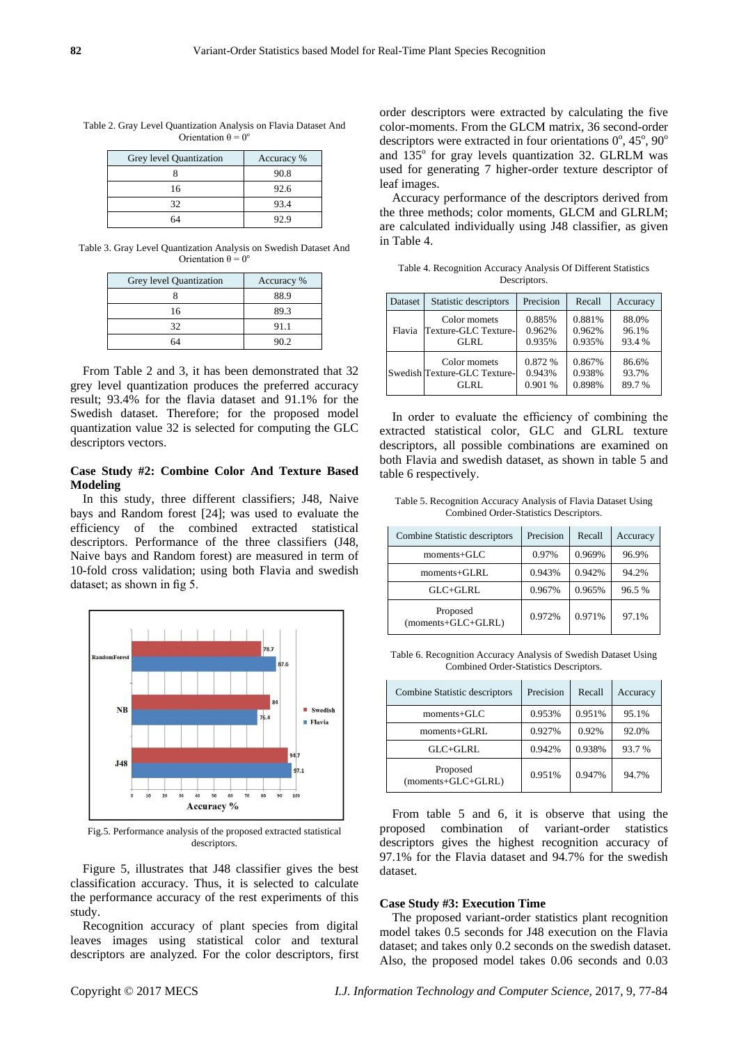Table 2. Gray Level Quantization Analysis on Flavia Dataset And Orientation $\theta = 0^o$

| Grey level Quantization | Accuracy % |
|---|---|
| 8 | 90.8 |
| 16 | 92.6 |
| 32 | 93.4 |
| 64 | 92.9 |

Table 3. Gray Level Quantization Analysis on Swedish Dataset And Orientation $\theta = 0^o$

| Grey level Quantization | Accuracy % |
|---|---|
| 8 | 88.9 |
| 16 | 89.3 |
| 32 | 91.1 |
| 64 | 90.2 |

From Table 2 and 3, it has been demonstrated that 32 grey level quantization produces the preferred accuracy result; 93.4% for the flavia dataset and 91.1% for the Swedish dataset. Therefore; for the proposed model quantization value 32 is selected for computing the GLC descriptors vectors.

**Case Study #2: Combine Color And Texture Based Modeling**

In this study, three different classifiers; J48, Naive bays and Random forest [24]; was used to evaluate the efficiency of the combined extracted statistical descriptors. Performance of the three classifiers (J48, Naive bays and Random forest) are measured in term of 10-fold cross validation; using both Flavia and swedish dataset; as shown in fig 5.

| Classifier | Swedish | Flavia |
|---|---|---|
| RandomForest | 78.7 | 87.6 |
| NB | 84 | 76.4 |
| J48 | 94.7 | 97.1 |

Fig.5. Performance analysis of the proposed extracted statistical descriptors.

Figure 5, illustrates that J48 classifier gives the best classification accuracy. Thus, it is selected to calculate the performance accuracy of the rest experiments of this study.

Recognition accuracy of plant species from digital leaves images using statistical color and textural descriptors are analyzed. For the color descriptors, first order descriptors were extracted by calculating the five color-moments. From the GLCM matrix, 36 second-order descriptors were extracted in four orientations $0^o$, $45^o$, $90^o$ and $135^o$ for gray levels quantization 32. GLRLM was used for generating 7 higher-order texture descriptor of leaf images.

Accuracy performance of the descriptors derived from the three methods; color moments, GLCM and GLRLM; are calculated individually using J48 classifier, as given in Table 4.

Table 4. Recognition Accuracy Analysis Of Different Statistics Descriptors.

| Dataset | Statistic descriptors | Precision | Recall | Accuracy |
|---|---|---|---|---|
| Flavia | Color moments | 0.885% | 0.881% | 88.0% |
| | Texture-GLC | 0.962% | 0.962% | 96.1% |
| | Texture-GLRL | 0.935% | 0.935% | 93.4 % |
| Swedish | Color moments | 0.872 % | 0.867% | 86.6% |
| | Texture-GLC | 0.943% | 0.938% | 93.7% |
| | Texture-GLRL | 0.901 % | 0.898% | 89.7 % |

In order to evaluate the efficiency of combining the extracted statistical color, GLC and GLRL texture descriptors, all possible combinations are examined on both Flavia and swedish dataset, as shown in table 5 and table 6 respectively.

Table 5. Recognition Accuracy Analysis of Flavia Dataset Using Combined Order-Statistics Descriptors.

| Combine Statistic descriptors | Precision | Recall | Accuracy |
|---|---|---|---|
| moments+GLC | 0.97% | 0.969% | 96.9% |
| moments+GLRL | 0.943% | 0.942% | 94.2% |
| GLC+GLRL | 0.967% | 0.965% | 96.5 % |
| Proposed (moments+GLC+GLRL) | 0.972% | 0.971% | 97.1% |

Table 6. Recognition Accuracy Analysis of Swedish Dataset Using Combined Order-Statistics Descriptors.

| Combine Statistic descriptors | Precision | Recall | Accuracy |
|---|---|---|---|
| moments+GLC | 0.953% | 0.951% | 95.1% |
| moments+GLRL | 0.927% | 0.92% | 92.0% |
| GLC+GLRL | 0.942% | 0.938% | 93.7 % |
| Proposed (moments+GLC+GLRL) | 0.951% | 0.947% | 94.7% |

From table 5 and 6, it is observe that using the proposed combination of variant-order statistics descriptors gives the highest recognition accuracy of 97.1% for the Flavia dataset and 94.7% for the swedish dataset.

**Case Study #3: Execution Time**

The proposed variant-order statistics plant recognition model takes 0.5 seconds for J48 execution on the Flavia dataset; and takes only 0.2 seconds on the swedish dataset. Also, the proposed model takes 0.06 seconds and 0.03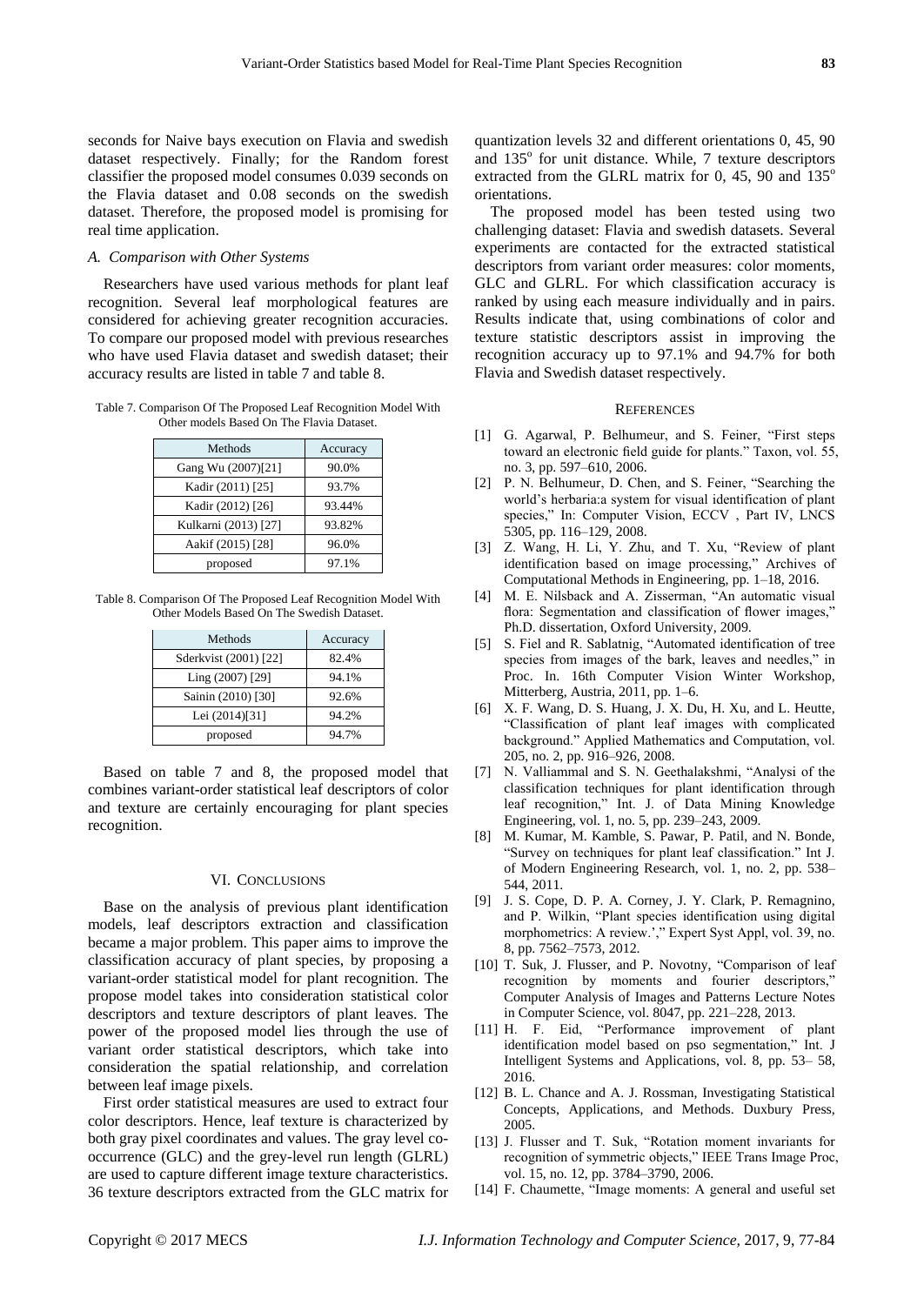seconds for Naive bays execution on Flavia and swedish dataset respectively. Finally; for the Random forest classifier the proposed model consumes 0.039 seconds on the Flavia dataset and 0.08 seconds on the swedish dataset. Therefore, the proposed model is promising for real time application.

### *A. Comparison with Other Systems*

Researchers have used various methods for plant leaf recognition. Several leaf morphological features are considered for achieving greater recognition accuracies. To compare our proposed model with previous researches who have used Flavia dataset and swedish dataset; their accuracy results are listed in table 7 and table 8.

Table 7. Comparison Of The Proposed Leaf Recognition Model With Other models Based On The Flavia Dataset.

| Methods | Accuracy |
|---|---|
| Gang Wu (2007)[21] | 90.0% |
| Kadir (2011) [25] | 93.7% |
| Kadir (2012) [26] | 93.44% |
| Kulkarni (2013) [27] | 93.82% |
| Aakif (2015) [28] | 96.0% |
| proposed | 97.1% |

Table 8. Comparison Of The Proposed Leaf Recognition Model With Other Models Based On The Swedish Dataset.

| Methods | Accuracy |
|---|---|
| Sderkvist (2001) [22] | 82.4% |
| Ling (2007) [29] | 94.1% |
| Sainin (2010) [30] | 92.6% |
| Lei (2014)[31] | 94.2% |
| proposed | 94.7% |

Based on table 7 and 8, the proposed model that combines variant-order statistical leaf descriptors of color and texture are certainly encouraging for plant species recognition.

## VI. Conclusions

Base on the analysis of previous plant identification models, leaf descriptors extraction and classification became a major problem. This paper aims to improve the classification accuracy of plant species, by proposing a variant-order statistical model for plant recognition. The propose model takes into consideration statistical color descriptors and texture descriptors of plant leaves. The power of the proposed model lies through the use of variant order statistical descriptors, which take into consideration the spatial relationship, and correlation between leaf image pixels.

First order statistical measures are used to extract four color descriptors. Hence, leaf texture is characterized by both gray pixel coordinates and values. The gray level co-occurrence (GLC) and the grey-level run length (GLRL) are used to capture different image texture characteristics. 36 texture descriptors extracted from the GLC matrix for quantization levels 32 and different orientations 0, 45, 90 and 135$^o$ for unit distance. While, 7 texture descriptors extracted from the GLRL matrix for 0, 45, 90 and 135$^o$ orientations.

The proposed model has been tested using two challenging dataset: Flavia and swedish datasets. Several experiments are contacted for the extracted statistical descriptors from variant order measures: color moments, GLC and GLRL. For which classification accuracy is ranked by using each measure individually and in pairs. Results indicate that, using combinations of color and texture statistic descriptors assist in improving the recognition accuracy up to 97.1% and 94.7% for both Flavia and Swedish dataset respectively.

## References

[1] G. Agarwal, P. Belhumeur, and S. Feiner, "First steps toward an electronic field guide for plants." Taxon, vol. 55, no. 3, pp. 597–610, 2006.

[2] P. N. Belhumeur, D. Chen, and S. Feiner, "Searching the world's herbaria:a system for visual identification of plant species," In: Computer Vision, ECCV , Part IV, LNCS 5305, pp. 116–129, 2008.

[3] Z. Wang, H. Li, Y. Zhu, and T. Xu, "Review of plant identification based on image processing," Archives of Computational Methods in Engineering, pp. 1–18, 2016.

[4] M. E. Nilsback and A. Zisserman, "An automatic visual flora: Segmentation and classification of flower images," Ph.D. dissertation, Oxford University, 2009.

[5] S. Fiel and R. Sablatnig, "Automated identification of tree species from images of the bark, leaves and needles," in Proc. In. 16th Computer Vision Winter Workshop, Mitterberg, Austria, 2011, pp. 1–6.

[6] X. F. Wang, D. S. Huang, J. X. Du, H. Xu, and L. Heutte, "Classification of plant leaf images with complicated background." Applied Mathematics and Computation, vol. 205, no. 2, pp. 916–926, 2008.

[7] N. Valliammal and S. N. Geethalakshmi, "Analysi of the classification techniques for plant identification through leaf recognition," Int. J. of Data Mining Knowledge Engineering, vol. 1, no. 5, pp. 239–243, 2009.

[8] M. Kumar, M. Kamble, S. Pawar, P. Patil, and N. Bonde, "Survey on techniques for plant leaf classification." Int J. of Modern Engineering Research, vol. 1, no. 2, pp. 538–544, 2011.

[9] J. S. Cope, D. P. A. Corney, J. Y. Clark, P. Remagnino, and P. Wilkin, "Plant species identification using digital morphometrics: A review.'," Expert Syst Appl, vol. 39, no. 8, pp. 7562–7573, 2012.

[10] T. Suk, J. Flusser, and P. Novotny, "Comparison of leaf recognition by moments and fourier descriptors," Computer Analysis of Images and Patterns Lecture Notes in Computer Science, vol. 8047, pp. 221–228, 2013.

[11] H. F. Eid, "Performance improvement of plant identification model based on pso segmentation," Int. J Intelligent Systems and Applications, vol. 8, pp. 53– 58, 2016.

[12] B. L. Chance and A. J. Rossman, Investigating Statistical Concepts, Applications, and Methods. Duxbury Press, 2005.

[13] J. Flusser and T. Suk, "Rotation moment invariants for recognition of symmetric objects," IEEE Trans Image Proc, vol. 15, no. 12, pp. 3784–3790, 2006.

[14] F. Chaumette, "Image moments: A general and useful set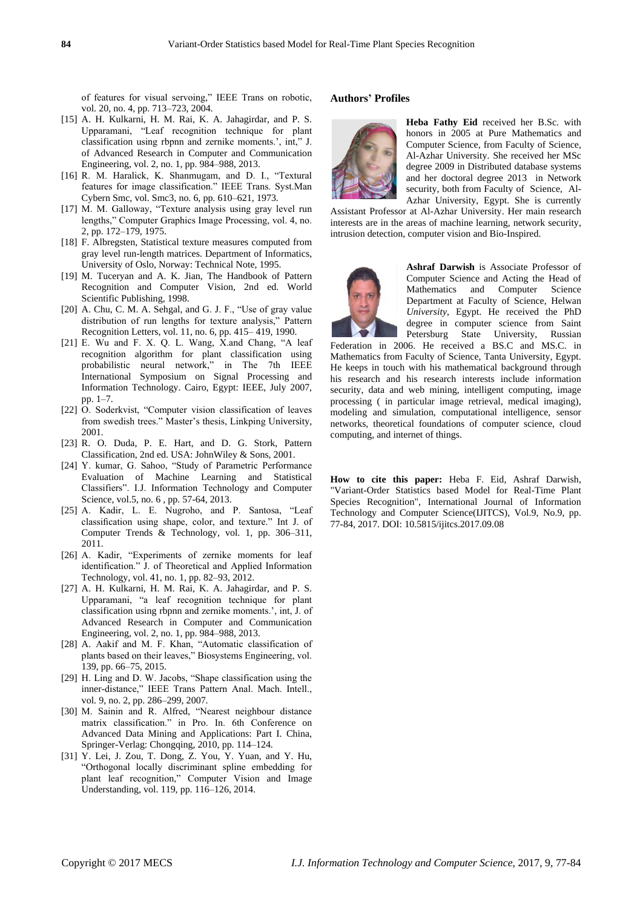of features for visual servoing," IEEE Trans on robotic, vol. 20, no. 4, pp. 713–723, 2004.

[15] A. H. Kulkarni, H. M. Rai, K. A. Jahagirdar, and P. S. Upparamani, "Leaf recognition technique for plant classification using rbpnn and zernike moments.', int," J. of Advanced Research in Computer and Communication Engineering, vol. 2, no. 1, pp. 984–988, 2013.

[16] R. M. Haralick, K. Shanmugam, and D. I., "Textural features for image classification." IEEE Trans. Syst.Man Cybern Smc, vol. Smc3, no. 6, pp. 610–621, 1973.

[17] M. M. Galloway, "Texture analysis using gray level run lengths," Computer Graphics Image Processing, vol. 4, no. 2, pp. 172–179, 1975.

[18] F. Albregsten, Statistical texture measures computed from gray level run-length matrices. Department of Informatics, University of Oslo, Norway: Technical Note, 1995.

[19] M. Tuceryan and A. K. Jian, The Handbook of Pattern Recognition and Computer Vision, 2nd ed. World Scientific Publishing, 1998.

[20] A. Chu, C. M. A. Sehgal, and G. J. F., "Use of gray value distribution of run lengths for texture analysis," Pattern Recognition Letters, vol. 11, no. 6, pp. 415– 419, 1990.

[21] E. Wu and F. X. Q. L. Wang, X.and Chang, "A leaf recognition algorithm for plant classification using probabilistic neural network," in The 7th IEEE International Symposium on Signal Processing and Information Technology. Cairo, Egypt: IEEE, July 2007, pp. 1–7.

[22] O. Soderkvist, "Computer vision classification of leaves from swedish trees." Master's thesis, Linkping University, 2001.

[23] R. O. Duda, P. E. Hart, and D. G. Stork, Pattern Classification, 2nd ed. USA: JohnWiley & Sons, 2001.

[24] Y. kumar, G. Sahoo, "Study of Parametric Performance Evaluation of Machine Learning and Statistical Classifiers". I.J. Information Technology and Computer Science, vol.5, no. 6 , pp. 57-64, 2013.

[25] A. Kadir, L. E. Nugroho, and P. Santosa, "Leaf classification using shape, color, and texture." Int J. of Computer Trends & Technology, vol. 1, pp. 306–311, 2011.

[26] A. Kadir, "Experiments of zernike moments for leaf identification." J. of Theoretical and Applied Information Technology, vol. 41, no. 1, pp. 82–93, 2012.

[27] A. H. Kulkarni, H. M. Rai, K. A. Jahagirdar, and P. S. Upparamani, "a leaf recognition technique for plant classification using rbpnn and zernike moments.', int, J. of Advanced Research in Computer and Communication Engineering, vol. 2, no. 1, pp. 984–988, 2013.

[28] A. Aakif and M. F. Khan, "Automatic classification of plants based on their leaves," Biosystems Engineering, vol. 139, pp. 66–75, 2015.

[29] H. Ling and D. W. Jacobs, "Shape classification using the inner-distance," IEEE Trans Pattern Anal. Mach. Intell., vol. 9, no. 2, pp. 286–299, 2007.

[30] M. Sainin and R. Alfred, "Nearest neighbour distance matrix classification." in Pro. In. 6th Conference on Advanced Data Mining and Applications: Part I. China, Springer-Verlag: Chongqing, 2010, pp. 114–124.

[31] Y. Lei, J. Zou, T. Dong, Z. You, Y. Yuan, and Y. Hu, "Orthogonal locally discriminant spline embedding for plant leaf recognition," Computer Vision and Image Understanding, vol. 119, pp. 116–126, 2014.

## Authors' Profiles

**Heba Fathy Eid** received her B.Sc. with honors in 2005 at Pure Mathematics and Computer Science, from Faculty of Science, Al-Azhar University. She received her MSc degree 2009 in Distributed database systems and her doctoral degree 2013 in Network security, both from Faculty of Science, Al-Azhar University, Egypt. She is currently Assistant Professor at Al-Azhar University. Her main research interests are in the areas of machine learning, network security, intrusion detection, computer vision and Bio-Inspired.

**Ashraf Darwish** is Associate Professor of Computer Science and Acting the Head of Mathematics and Computer Science Department at Faculty of Science, Helwan *University*, Egypt. He received the PhD degree in computer science from Saint Petersburg State University, Russian Federation in 2006. He received a BS.C and MS.C. in Mathematics from Faculty of Science, Tanta University, Egypt. He keeps in touch with his mathematical background through his research and his research interests include information security, data and web mining, intelligent computing, image processing ( in particular image retrieval, medical imaging), modeling and simulation, computational intelligence, sensor networks, theoretical foundations of computer science, cloud computing, and internet of things.

**How to cite this paper:** Heba F. Eid, Ashraf Darwish, "Variant-Order Statistics based Model for Real-Time Plant Species Recognition", International Journal of Information Technology and Computer Science(IJITCS), Vol.9, No.9, pp. 77-84, 2017. DOI: 10.5815/ijitcs.2017.09.08